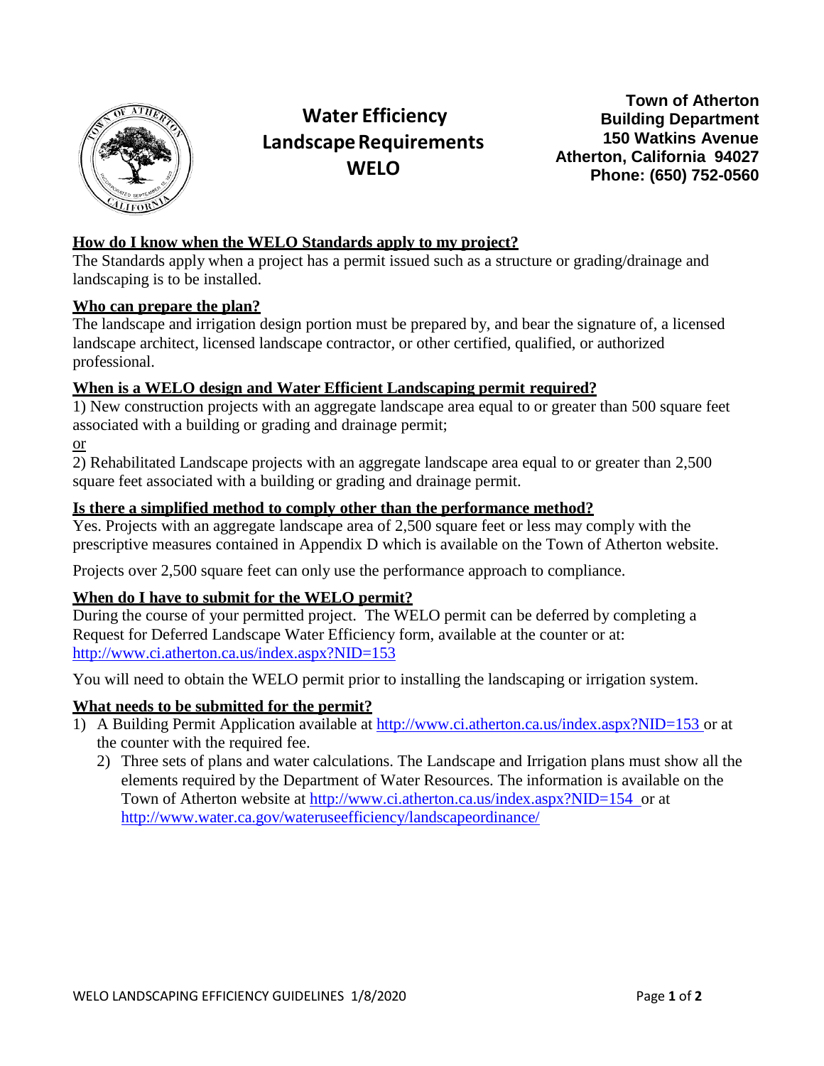# Water Efficiency Landscape Requirements WELO

**Town of Atherton**
**Building Department**
**150 Watkins Avenue**
**Atherton, California 94027**
**Phone: (650) 752-0560**

## How do I know when the WELO Standards apply to my project?

The Standards apply when a project has a permit issued such as a structure or grading/drainage and landscaping is to be installed.

## Who can prepare the plan?

The landscape and irrigation design portion must be prepared by, and bear the signature of, a licensed landscape architect, licensed landscape contractor, or other certified, qualified, or authorized professional.

## When is a WELO design and Water Efficient Landscaping permit required?

1) New construction projects with an aggregate landscape area equal to or greater than 500 square feet associated with a building or grading and drainage permit;

or

2) Rehabilitated Landscape projects with an aggregate landscape area equal to or greater than 2,500 square feet associated with a building or grading and drainage permit.

## Is there a simplified method to comply other than the performance method?

Yes. Projects with an aggregate landscape area of 2,500 square feet or less may comply with the prescriptive measures contained in Appendix D which is available on the Town of Atherton website.

Projects over 2,500 square feet can only use the performance approach to compliance.

## When do I have to submit for the WELO permit?

During the course of your permitted project. The WELO permit can be deferred by completing a Request for Deferred Landscape Water Efficiency form, available at the counter or at: http://www.ci.atherton.ca.us/index.aspx?NID=153

You will need to obtain the WELO permit prior to installing the landscaping or irrigation system.

## What needs to be submitted for the permit?

1) A Building Permit Application available at http://www.ci.atherton.ca.us/index.aspx?NID=153 or at the counter with the required fee.
2) Three sets of plans and water calculations. The Landscape and Irrigation plans must show all the elements required by the Department of Water Resources. The information is available on the Town of Atherton website at http://www.ci.atherton.ca.us/index.aspx?NID=154 or at http://www.water.ca.gov/wateruseefficiency/landscapeordinance/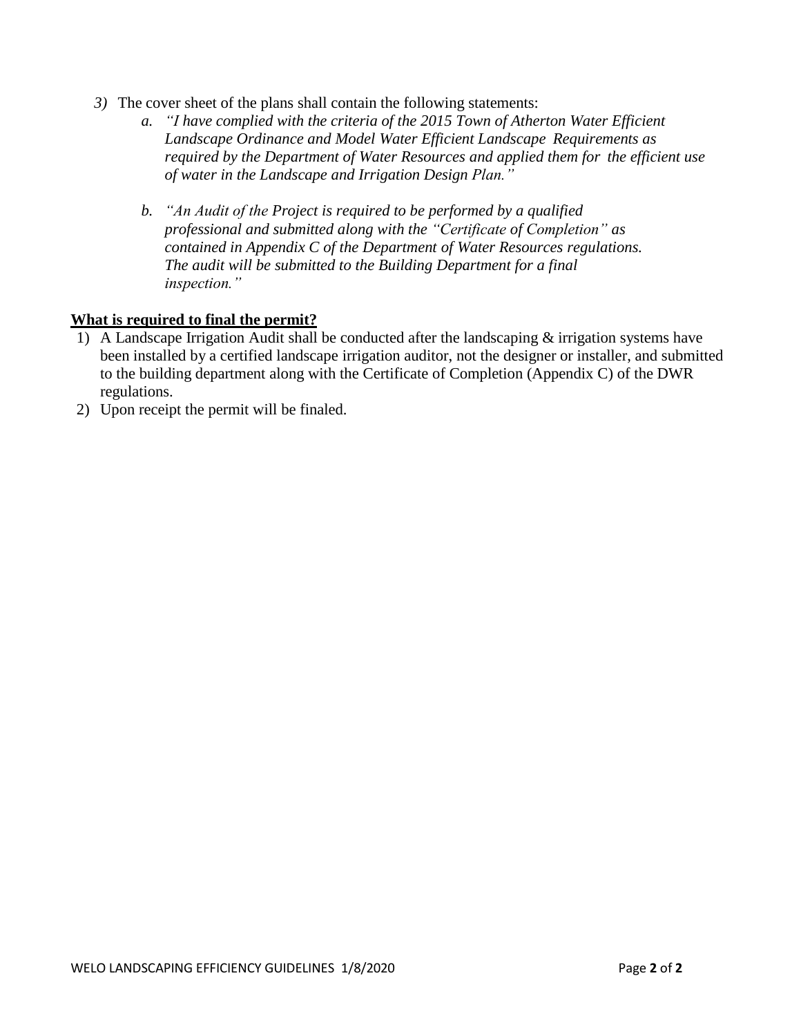3) The cover sheet of the plans shall contain the following statements:
    a. *"I have complied with the criteria of the 2015 Town of Atherton Water Efficient Landscape Ordinance and Model Water Efficient Landscape Requirements as required by the Department of Water Resources and applied them for the efficient use of water in the Landscape and Irrigation Design Plan."*

    b. *"An Audit of the Project is required to be performed by a qualified professional and submitted along with the "Certificate of Completion" as contained in Appendix C of the Department of Water Resources regulations. The audit will be submitted to the Building Department for a final inspection."*

**<u>What is required to final the permit?</u>**

1) A Landscape Irrigation Audit shall be conducted after the landscaping & irrigation systems have been installed by a certified landscape irrigation auditor, not the designer or installer, and submitted to the building department along with the Certificate of Completion (Appendix C) of the DWR regulations.
2) Upon receipt the permit will be finaled.